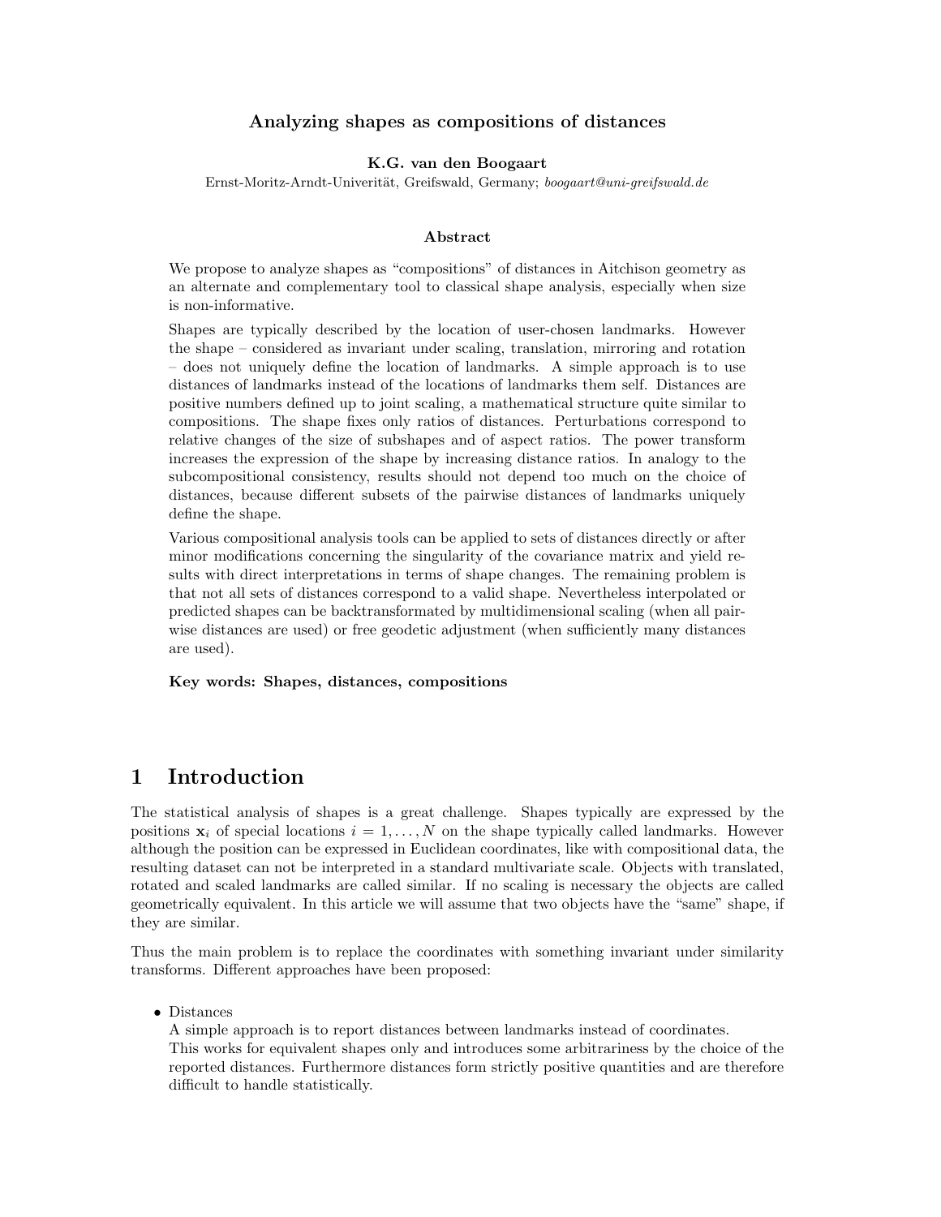# Analyzing shapes as compositions of distances

**K.G. van den Boogaart**

Ernst-Moritz-Arndt-Univerität, Greifswald, Germany; *boogaart@uni-greifswald.de*

## Abstract

We propose to analyze shapes as "compositions" of distances in Aitchison geometry as an alternate and complementary tool to classical shape analysis, especially when size is non-informative.

Shapes are typically described by the location of user-chosen landmarks. However the shape – considered as invariant under scaling, translation, mirroring and rotation – does not uniquely define the location of landmarks. A simple approach is to use distances of landmarks instead of the locations of landmarks them self. Distances are positive numbers defined up to joint scaling, a mathematical structure quite similar to compositions. The shape fixes only ratios of distances. Perturbations correspond to relative changes of the size of subshapes and of aspect ratios. The power transform increases the expression of the shape by increasing distance ratios. In analogy to the subcompositional consistency, results should not depend too much on the choice of distances, because different subsets of the pairwise distances of landmarks uniquely define the shape.

Various compositional analysis tools can be applied to sets of distances directly or after minor modifications concerning the singularity of the covariance matrix and yield results with direct interpretations in terms of shape changes. The remaining problem is that not all sets of distances correspond to a valid shape. Nevertheless interpolated or predicted shapes can be backtransformated by multidimensional scaling (when all pairwise distances are used) or free geodetic adjustment (when sufficiently many distances are used).

**Key words: Shapes, distances, compositions**

# 1 Introduction

The statistical analysis of shapes is a great challenge. Shapes typically are expressed by the positions $\mathbf{x}_i$ of special locations $i = 1, \ldots, N$ on the shape typically called landmarks. However although the position can be expressed in Euclidean coordinates, like with compositional data, the resulting dataset can not be interpreted in a standard multivariate scale. Objects with translated, rotated and scaled landmarks are called similar. If no scaling is necessary the objects are called geometrically equivalent. In this article we will assume that two objects have the "same" shape, if they are similar.

Thus the main problem is to replace the coordinates with something invariant under similarity transforms. Different approaches have been proposed:

- Distances

  A simple approach is to report distances between landmarks instead of coordinates.

  This works for equivalent shapes only and introduces some arbitrariness by the choice of the reported distances. Furthermore distances form strictly positive quantities and are therefore difficult to handle statistically.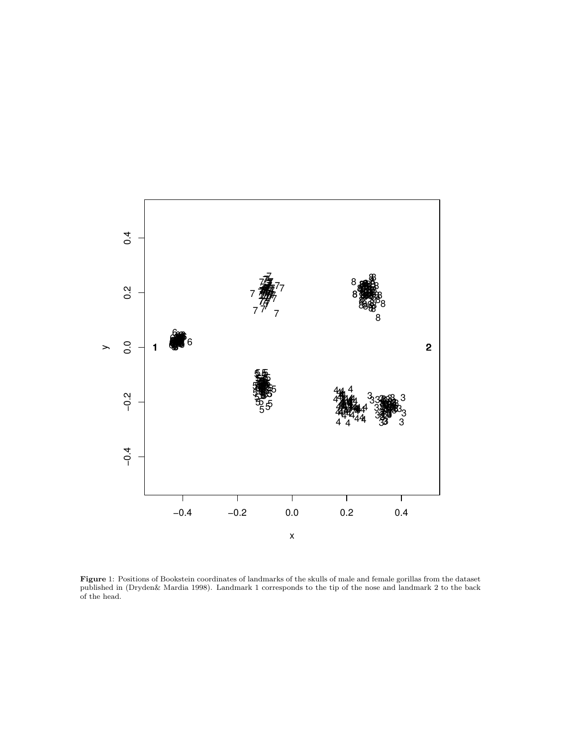**Figure** 1: Positions of Bookstein coordinates of landmarks of the skulls of male and female gorillas from the dataset published in (Dryden& Mardia 1998). Landmark 1 corresponds to the tip of the nose and landmark 2 to the back of the head.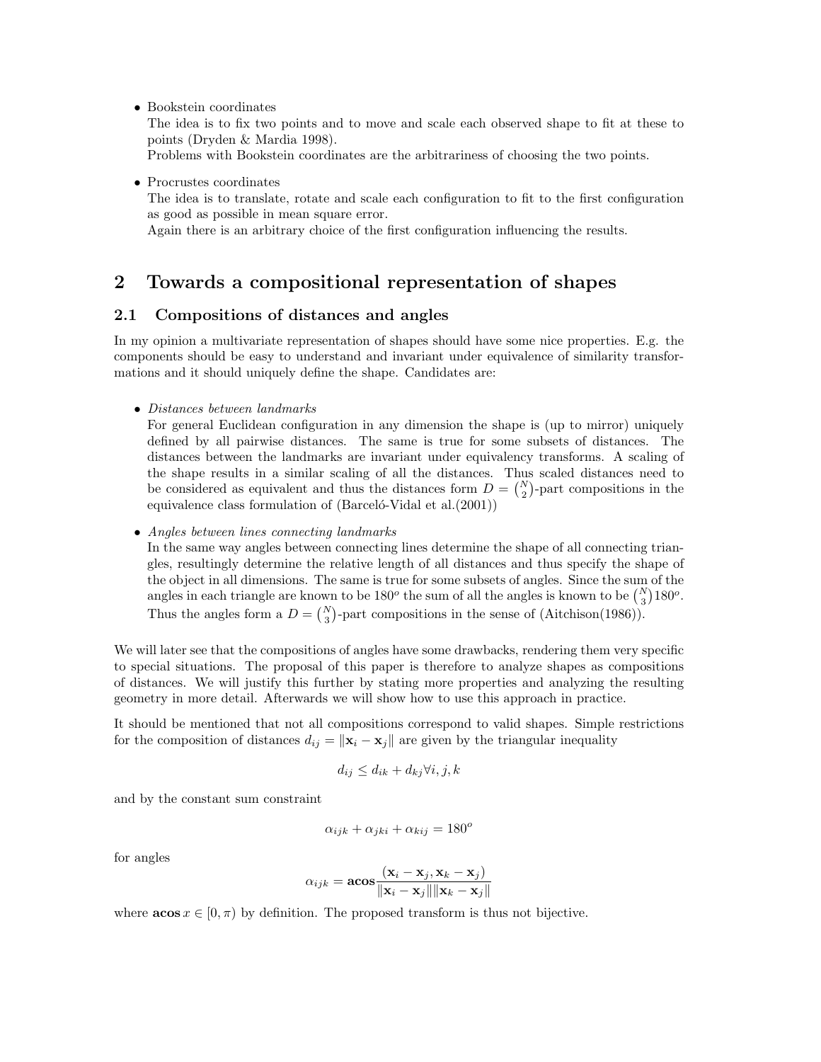- Bookstein coordinates
  The idea is to fix two points and to move and scale each observed shape to fit at these to points (Dryden & Mardia 1998).
  Problems with Bookstein coordinates are the arbitrariness of choosing the two points.

- Procrustes coordinates
  The idea is to translate, rotate and scale each configuration to fit to the first configuration as good as possible in mean square error.
  Again there is an arbitrary choice of the first configuration influencing the results.

# 2 Towards a compositional representation of shapes

## 2.1 Compositions of distances and angles

In my opinion a multivariate representation of shapes should have some nice properties. E.g. the components should be easy to understand and invariant under equivalence of similarity transformations and it should uniquely define the shape. Candidates are:

- *Distances between landmarks*
  For general Euclidean configuration in any dimension the shape is (up to mirror) uniquely defined by all pairwise distances. The same is true for some subsets of distances. The distances between the landmarks are invariant under equivalency transforms. A scaling of the shape results in a similar scaling of all the distances. Thus scaled distances need to be considered as equivalent and thus the distances form $D = \binom{N}{2}$-part compositions in the equivalence class formulation of (Barceló-Vidal et al.(2001))

- *Angles between lines connecting landmarks*
  In the same way angles between connecting lines determine the shape of all connecting triangles, resultingly determine the relative length of all distances and thus specify the shape of the object in all dimensions. The same is true for some subsets of angles. Since the sum of the angles in each triangle are known to be $180^o$ the sum of all the angles is known to be $\binom{N}{3}180^o$. Thus the angles form a $D = \binom{N}{3}$-part compositions in the sense of (Aitchison(1986)).

We will later see that the compositions of angles have some drawbacks, rendering them very specific to special situations. The proposal of this paper is therefore to analyze shapes as compositions of distances. We will justify this further by stating more properties and analyzing the resulting geometry in more detail. Afterwards we will show how to use this approach in practice.

It should be mentioned that not all compositions correspond to valid shapes. Simple restrictions for the composition of distances $d_{ij} = \|\mathbf{x}_i - \mathbf{x}_j\|$ are given by the triangular inequality

$$d_{ij} \leq d_{ik} + d_{kj} \forall i, j, k$$

and by the constant sum constraint

$$\alpha_{ijk} + \alpha_{jki} + \alpha_{kij} = 180^o$$

for angles

$$\alpha_{ijk} = \mathbf{acos} \frac{(\mathbf{x}_i - \mathbf{x}_j, \mathbf{x}_k - \mathbf{x}_j)}{\|\mathbf{x}_i - \mathbf{x}_j\| \|\mathbf{x}_k - \mathbf{x}_j\|}$$

where $\mathbf{acos}\, x \in [0, \pi)$ by definition. The proposed transform is thus not bijective.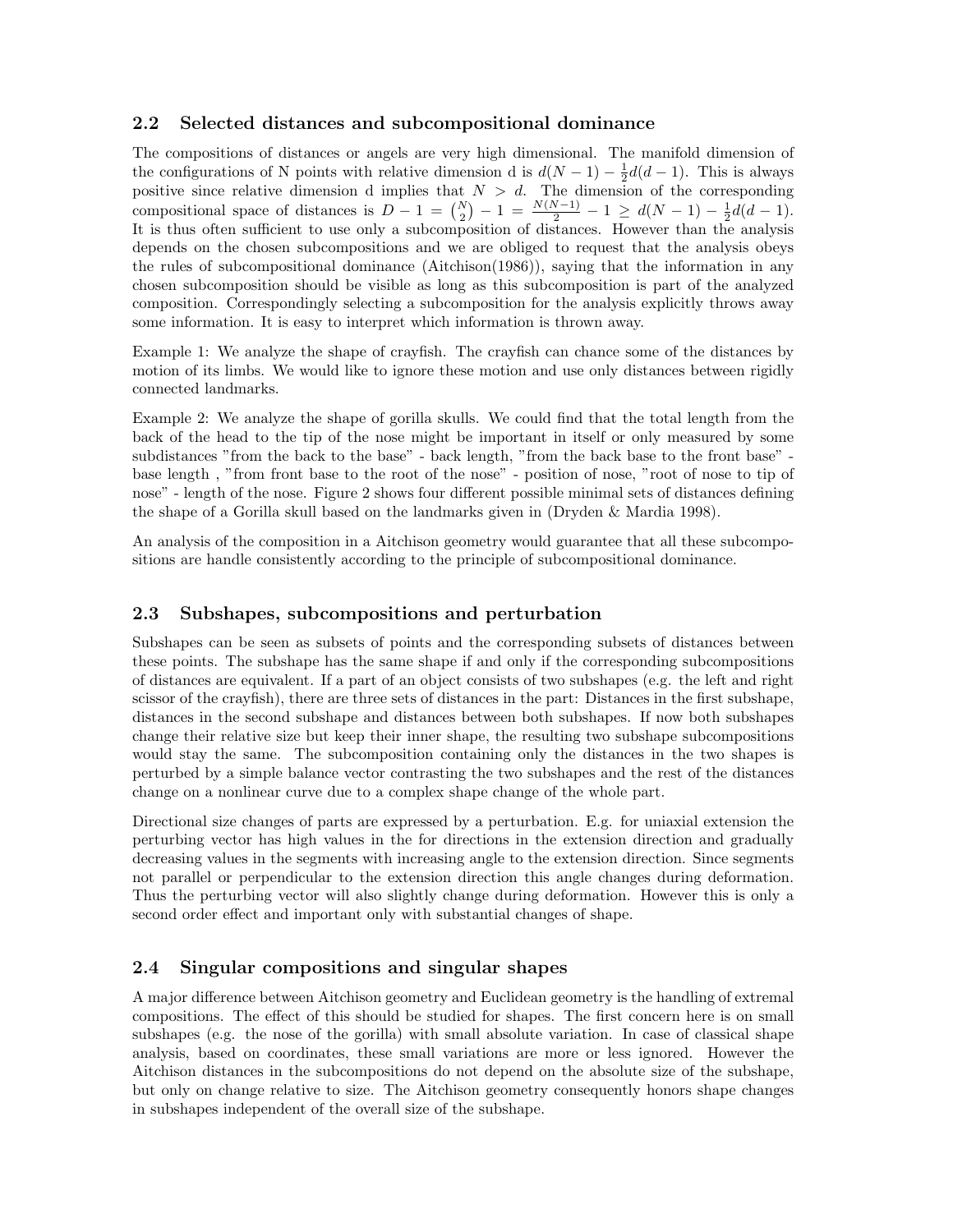## 2.2 Selected distances and subcompositional dominance

The compositions of distances or angels are very high dimensional. The manifold dimension of the configurations of N points with relative dimension d is $d(N-1) - \frac{1}{2}d(d-1)$. This is always positive since relative dimension d implies that $N > d$. The dimension of the corresponding compositional space of distances is $D - 1 = \binom{N}{2} - 1 = \frac{N(N-1)}{2} - 1 \geq d(N-1) - \frac{1}{2}d(d-1)$. It is thus often sufficient to use only a subcomposition of distances. However than the analysis depends on the chosen subcompositions and we are obliged to request that the analysis obeys the rules of subcompositional dominance (Aitchison(1986)), saying that the information in any chosen subcomposition should be visible as long as this subcomposition is part of the analyzed composition. Correspondingly selecting a subcomposition for the analysis explicitly throws away some information. It is easy to interpret which information is thrown away.

Example 1: We analyze the shape of crayfish. The crayfish can chance some of the distances by motion of its limbs. We would like to ignore these motion and use only distances between rigidly connected landmarks.

Example 2: We analyze the shape of gorilla skulls. We could find that the total length from the back of the head to the tip of the nose might be important in itself or only measured by some subdistances "from the back to the base" - back length, "from the back base to the front base" - base length , "from front base to the root of the nose" - position of nose, "root of nose to tip of nose" - length of the nose. Figure 2 shows four different possible minimal sets of distances defining the shape of a Gorilla skull based on the landmarks given in (Dryden & Mardia 1998).

An analysis of the composition in a Aitchison geometry would guarantee that all these subcompositions are handle consistently according to the principle of subcompositional dominance.

## 2.3 Subshapes, subcompositions and perturbation

Subshapes can be seen as subsets of points and the corresponding subsets of distances between these points. The subshape has the same shape if and only if the corresponding subcompositions of distances are equivalent. If a part of an object consists of two subshapes (e.g. the left and right scissor of the crayfish), there are three sets of distances in the part: Distances in the first subshape, distances in the second subshape and distances between both subshapes. If now both subshapes change their relative size but keep their inner shape, the resulting two subshape subcompositions would stay the same. The subcomposition containing only the distances in the two shapes is perturbed by a simple balance vector contrasting the two subshapes and the rest of the distances change on a nonlinear curve due to a complex shape change of the whole part.

Directional size changes of parts are expressed by a perturbation. E.g. for uniaxial extension the perturbing vector has high values in the for directions in the extension direction and gradually decreasing values in the segments with increasing angle to the extension direction. Since segments not parallel or perpendicular to the extension direction this angle changes during deformation. Thus the perturbing vector will also slightly change during deformation. However this is only a second order effect and important only with substantial changes of shape.

## 2.4 Singular compositions and singular shapes

A major difference between Aitchison geometry and Euclidean geometry is the handling of extremal compositions. The effect of this should be studied for shapes. The first concern here is on small subshapes (e.g. the nose of the gorilla) with small absolute variation. In case of classical shape analysis, based on coordinates, these small variations are more or less ignored. However the Aitchison distances in the subcompositions do not depend on the absolute size of the subshape, but only on change relative to size. The Aitchison geometry consequently honors shape changes in subshapes independent of the overall size of the subshape.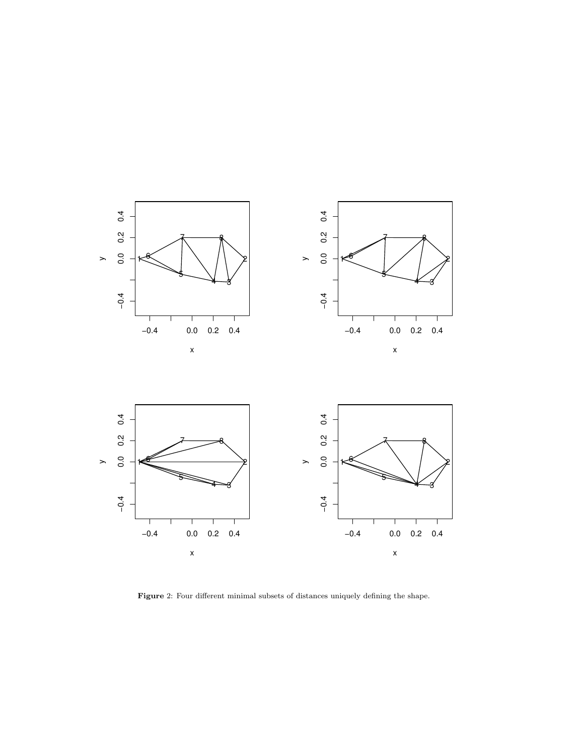**Figure** 2: Four different minimal subsets of distances uniquely defining the shape.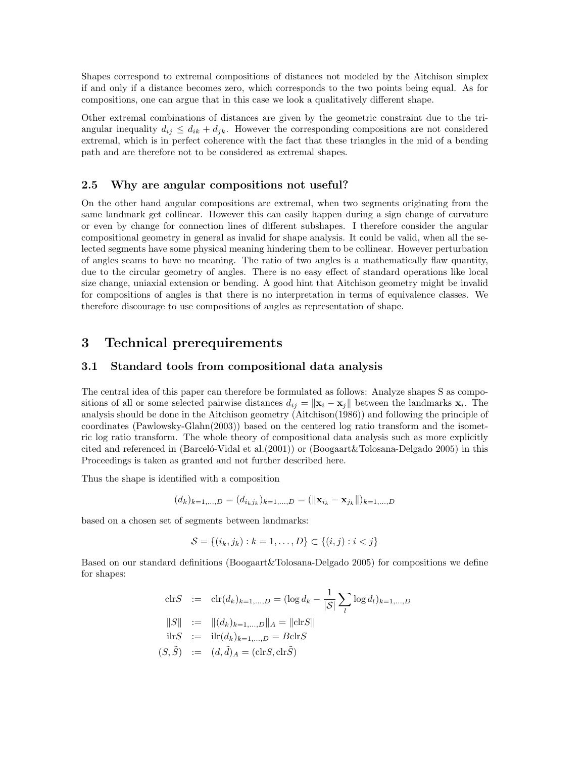Shapes correspond to extremal compositions of distances not modeled by the Aitchison simplex if and only if a distance becomes zero, which corresponds to the two points being equal. As for compositions, one can argue that in this case we look a qualitatively different shape.

Other extremal combinations of distances are given by the geometric constraint due to the triangular inequality $d_{ij} \leq d_{ik} + d_{jk}$. However the corresponding compositions are not considered extremal, which is in perfect coherence with the fact that these triangles in the mid of a bending path and are therefore not to be considered as extremal shapes.

### 2.5 Why are angular compositions not useful?

On the other hand angular compositions are extremal, when two segments originating from the same landmark get collinear. However this can easily happen during a sign change of curvature or even by change for connection lines of different subshapes. I therefore consider the angular compositional geometry in general as invalid for shape analysis. It could be valid, when all the selected segments have some physical meaning hindering them to be collinear. However perturbation of angles seams to have no meaning. The ratio of two angles is a mathematically flaw quantity, due to the circular geometry of angles. There is no easy effect of standard operations like local size change, uniaxial extension or bending. A good hint that Aitchison geometry might be invalid for compositions of angles is that there is no interpretation in terms of equivalence classes. We therefore discourage to use compositions of angles as representation of shape.

## 3 Technical prerequirements

### 3.1 Standard tools from compositional data analysis

The central idea of this paper can therefore be formulated as follows: Analyze shapes S as compositions of all or some selected pairwise distances $d_{ij} = \|\mathbf{x}_i - \mathbf{x}_j\|$ between the landmarks $\mathbf{x}_i$. The analysis should be done in the Aitchison geometry (Aitchison(1986)) and following the principle of coordinates (Pawlowsky-Glahn(2003)) based on the centered log ratio transform and the isometric log ratio transform. The whole theory of compositional data analysis such as more explicitly cited and referenced in (Barceló-Vidal et al.(2001)) or (Boogaart&Tolosana-Delgado 2005) in this Proceedings is taken as granted and not further described here.

Thus the shape is identified with a composition

$$(d_k)_{k=1,\ldots,D} = (d_{i_k j_k})_{k=1,\ldots,D} = (\|\mathbf{x}_{i_k} - \mathbf{x}_{j_k}\|)_{k=1,\ldots,D}$$

based on a chosen set of segments between landmarks:

$$\mathcal{S} = \{(i_k, j_k) : k = 1, \ldots, D\} \subset \{(i,j) : i < j\}$$

Based on our standard definitions (Boogaart&Tolosana-Delgado 2005) for compositions we define for shapes:

$$\begin{aligned}
\mathrm{clr} S &:= \mathrm{clr}(d_k)_{k=1,\ldots,D} = (\log d_k - \frac{1}{|\mathcal{S}|}\sum_l \log d_l)_{k=1,\ldots,D} \\
\|S\| &:= \|(d_k)_{k=1,\ldots,D}\|_A = \|\mathrm{clr} S\| \\
\mathrm{ilr} S &:= \mathrm{ilr}(d_k)_{k=1,\ldots,D} = B\,\mathrm{clr} S \\
(S, \tilde{S}) &:= (d, \tilde{d})_A = (\mathrm{clr} S, \mathrm{clr} \tilde{S})
\end{aligned}$$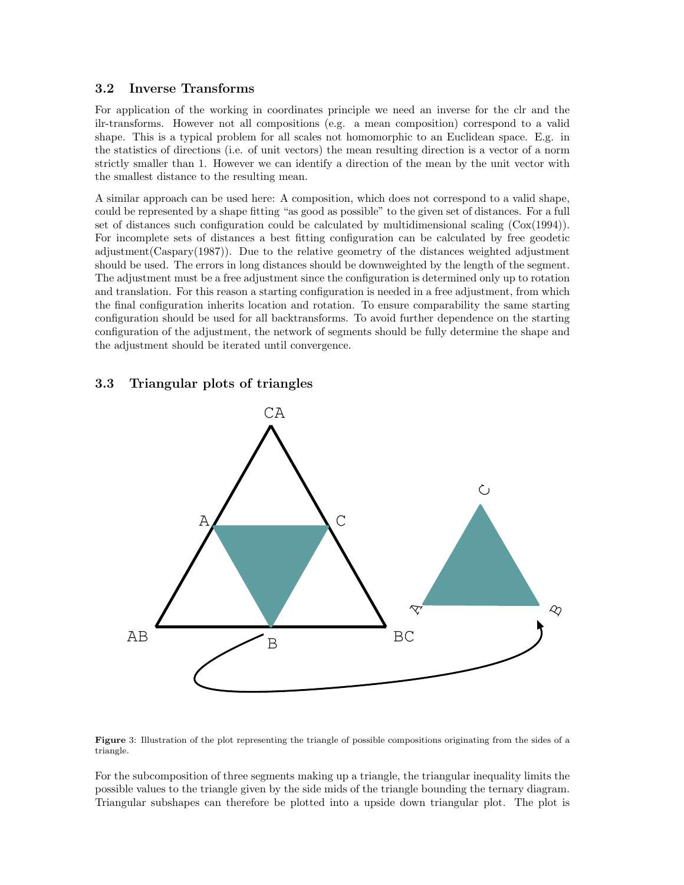### 3.2 Inverse Transforms

For application of the working in coordinates principle we need an inverse for the clr and the ilr-transforms. However not all compositions (e.g. a mean composition) correspond to a valid shape. This is a typical problem for all scales not homomorphic to an Euclidean space. E.g. in the statistics of directions (i.e. of unit vectors) the mean resulting direction is a vector of a norm strictly smaller than 1. However we can identify a direction of the mean by the unit vector with the smallest distance to the resulting mean.

A similar approach can be used here: A composition, which does not correspond to a valid shape, could be represented by a shape fitting “as good as possible” to the given set of distances. For a full set of distances such configuration could be calculated by multidimensional scaling (Cox(1994)). For incomplete sets of distances a best fitting configuration can be calculated by free geodetic adjustment(Caspary(1987)). Due to the relative geometry of the distances weighted adjustment should be used. The errors in long distances should be downweighted by the length of the segment. The adjustment must be a free adjustment since the configuration is determined only up to rotation and translation. For this reason a starting configuration is needed in a free adjustment, from which the final configuration inherits location and rotation. To ensure comparability the same starting configuration should be used for all backtransforms. To avoid further dependence on the starting configuration of the adjustment, the network of segments should be fully determine the shape and the adjustment should be iterated until convergence.

### 3.3 Triangular plots of triangles

**Figure** 3: Illustration of the plot representing the triangle of possible compositions originating from the sides of a triangle.

For the subcomposition of three segments making up a triangle, the triangular inequality limits the possible values to the triangle given by the side mids of the triangle bounding the ternary diagram. Triangular subshapes can therefore be plotted into a upside down triangular plot. The plot is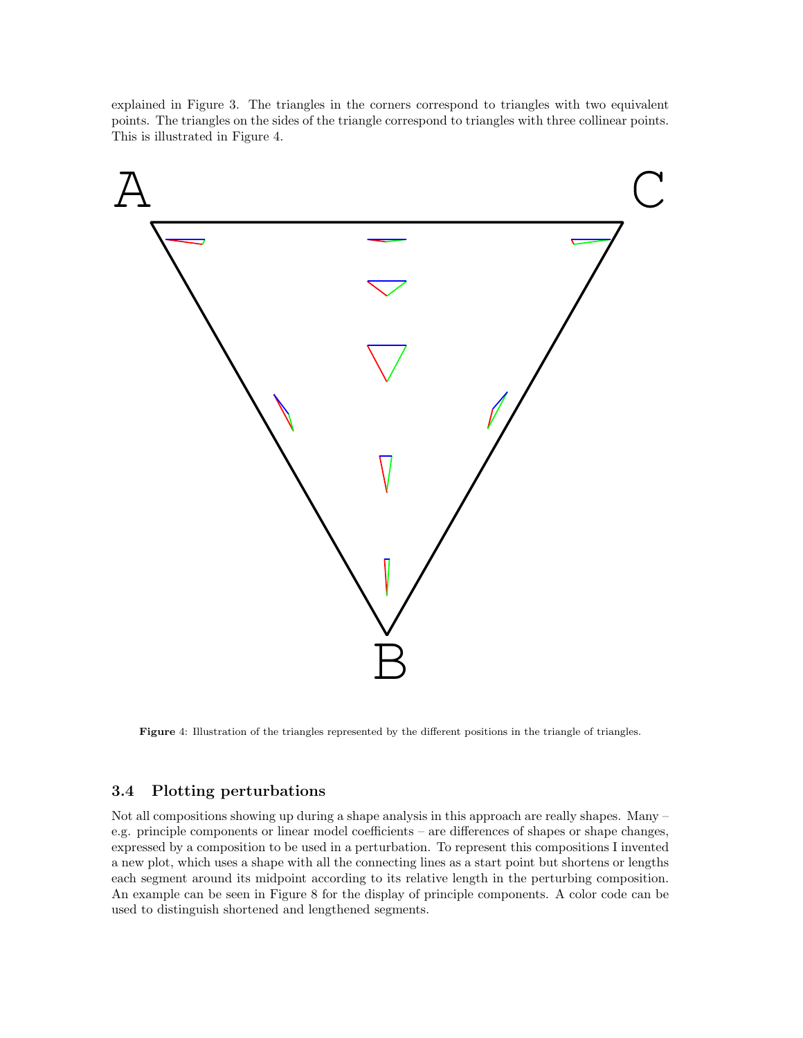explained in Figure 3. The triangles in the corners correspond to triangles with two equivalent points. The triangles on the sides of the triangle correspond to triangles with three collinear points. This is illustrated in Figure 4.

**Figure** 4: Illustration of the triangles represented by the different positions in the triangle of triangles.

### 3.4 Plotting perturbations

Not all compositions showing up during a shape analysis in this approach are really shapes. Many – e.g. principle components or linear model coefficients – are differences of shapes or shape changes, expressed by a composition to be used in a perturbation. To represent this compositions I invented a new plot, which uses a shape with all the connecting lines as a start point but shortens or lengths each segment around its midpoint according to its relative length in the perturbing composition. An example can be seen in Figure 8 for the display of principle components. A color code can be used to distinguish shortened and lengthened segments.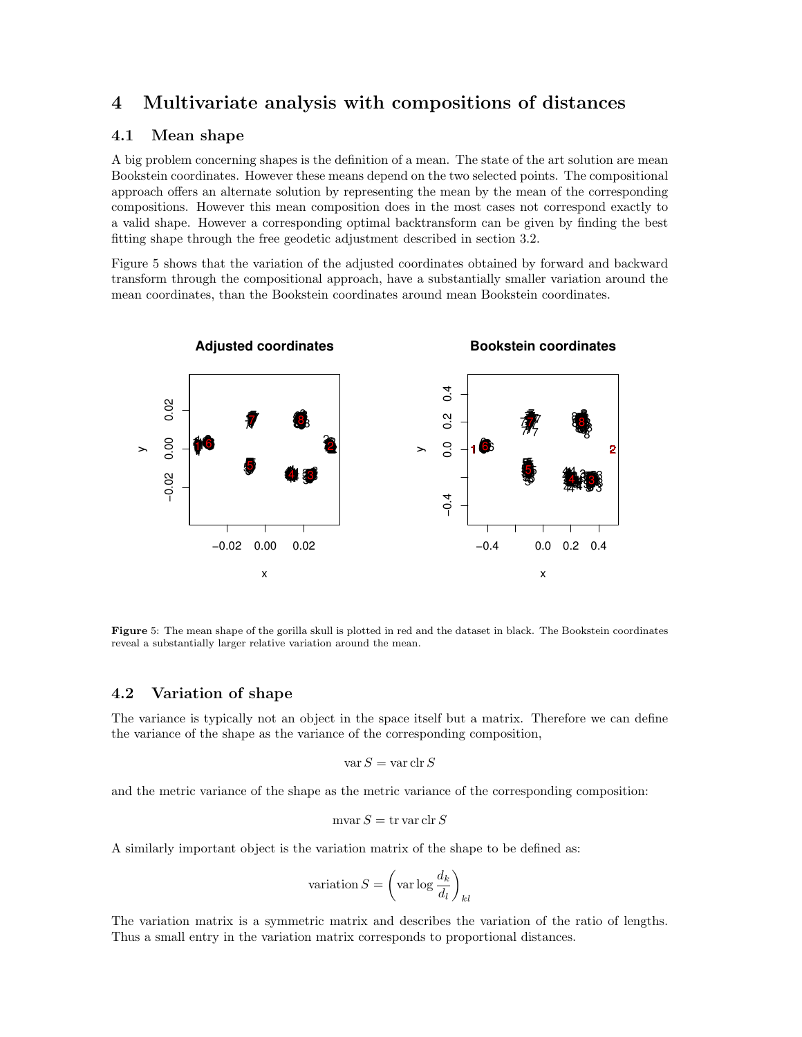# 4 Multivariate analysis with compositions of distances

## 4.1 Mean shape

A big problem concerning shapes is the definition of a mean. The state of the art solution are mean Bookstein coordinates. However these means depend on the two selected points. The compositional approach offers an alternate solution by representing the mean by the mean of the corresponding compositions. However this mean composition does in the most cases not correspond exactly to a valid shape. However a corresponding optimal backtransform can be given by finding the best fitting shape through the free geodetic adjustment described in section 3.2.

Figure 5 shows that the variation of the adjusted coordinates obtained by forward and backward transform through the compositional approach, have a substantially smaller variation around the mean coordinates, than the Bookstein coordinates around mean Bookstein coordinates.

**Figure** 5: The mean shape of the gorilla skull is plotted in red and the dataset in black. The Bookstein coordinates reveal a substantially larger relative variation around the mean.

## 4.2 Variation of shape

The variance is typically not an object in the space itself but a matrix. Therefore we can define the variance of the shape as the variance of the corresponding composition,

$$\operatorname{var} S = \operatorname{var} \operatorname{clr} S$$

and the metric variance of the shape as the metric variance of the corresponding composition:

$$\operatorname{mvar} S = \operatorname{tr} \operatorname{var} \operatorname{clr} S$$

A similarly important object is the variation matrix of the shape to be defined as:

$$\operatorname{variation} S = \left( \operatorname{var} \log \frac{d_k}{d_l} \right)_{kl}$$

The variation matrix is a symmetric matrix and describes the variation of the ratio of lengths. Thus a small entry in the variation matrix corresponds to proportional distances.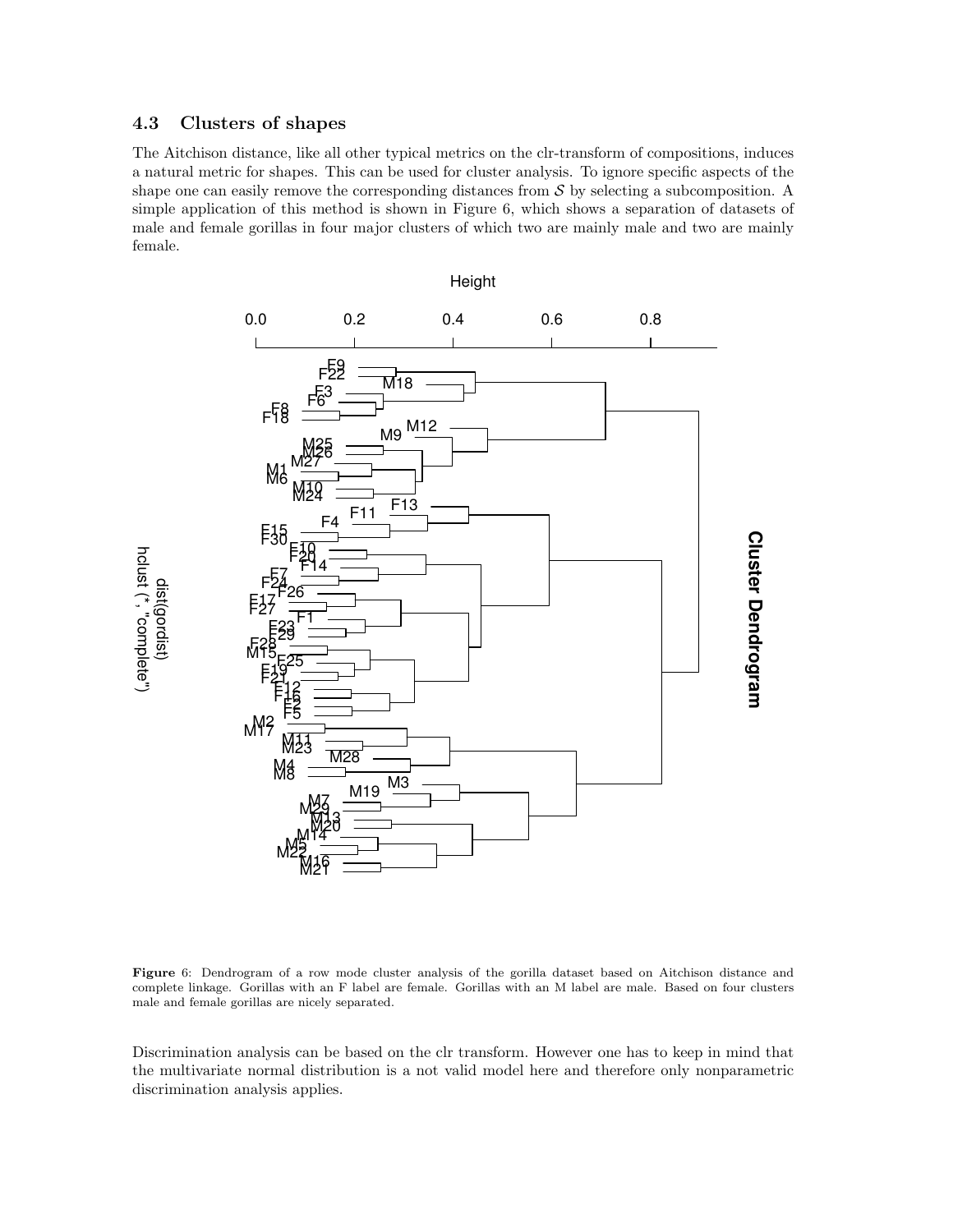### 4.3 Clusters of shapes

The Aitchison distance, like all other typical metrics on the clr-transform of compositions, induces a natural metric for shapes. This can be used for cluster analysis. To ignore specific aspects of the shape one can easily remove the corresponding distances from $\mathcal{S}$ by selecting a subcomposition. A simple application of this method is shown in Figure 6, which shows a separation of datasets of male and female gorillas in four major clusters of which two are mainly male and two are mainly female.

**Figure** 6: Dendrogram of a row mode cluster analysis of the gorilla dataset based on Aitchison distance and complete linkage. Gorillas with an F label are female. Gorillas with an M label are male. Based on four clusters male and female gorillas are nicely separated.

Discrimination analysis can be based on the clr transform. However one has to keep in mind that the multivariate normal distribution is a not valid model here and therefore only nonparametric discrimination analysis applies.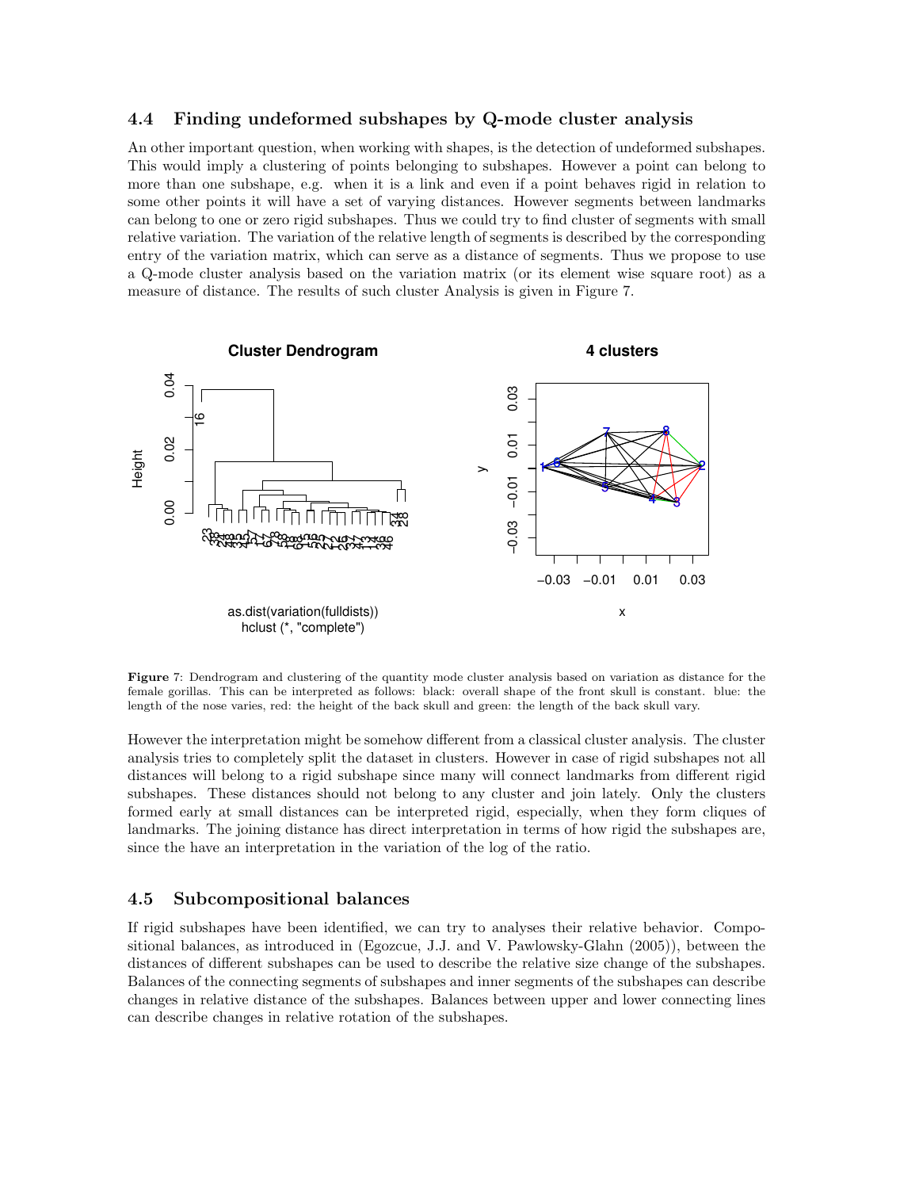## 4.4 Finding undeformed subshapes by Q-mode cluster analysis

An other important question, when working with shapes, is the detection of undeformed subshapes. This would imply a clustering of points belonging to subshapes. However a point can belong to more than one subshape, e.g. when it is a link and even if a point behaves rigid in relation to some other points it will have a set of varying distances. However segments between landmarks can belong to one or zero rigid subshapes. Thus we could try to find cluster of segments with small relative variation. The variation of the relative length of segments is described by the corresponding entry of the variation matrix, which can serve as a distance of segments. Thus we propose to use a Q-mode cluster analysis based on the variation matrix (or its element wise square root) as a measure of distance. The results of such cluster Analysis is given in Figure 7.

**Figure 7**: Dendrogram and clustering of the quantity mode cluster analysis based on variation as distance for the female gorillas. This can be interpreted as follows: black: overall shape of the front skull is constant. blue: the length of the nose varies, red: the height of the back skull and green: the length of the back skull vary.

However the interpretation might be somehow different from a classical cluster analysis. The cluster analysis tries to completely split the dataset in clusters. However in case of rigid subshapes not all distances will belong to a rigid subshape since many will connect landmarks from different rigid subshapes. These distances should not belong to any cluster and join lately. Only the clusters formed early at small distances can be interpreted rigid, especially, when they form cliques of landmarks. The joining distance has direct interpretation in terms of how rigid the subshapes are, since the have an interpretation in the variation of the log of the ratio.

## 4.5 Subcompositional balances

If rigid subshapes have been identified, we can try to analyses their relative behavior. Compositional balances, as introduced in (Egozcue, J.J. and V. Pawlowsky-Glahn (2005)), between the distances of different subshapes can be used to describe the relative size change of the subshapes. Balances of the connecting segments of subshapes and inner segments of the subshapes can describe changes in relative distance of the subshapes. Balances between upper and lower connecting lines can describe changes in relative rotation of the subshapes.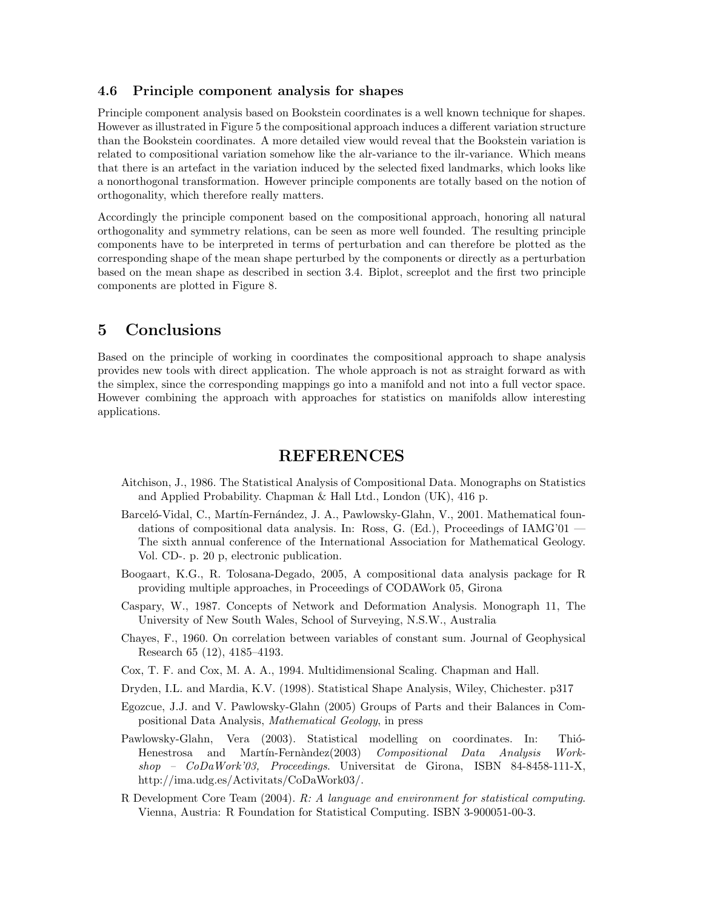### 4.6 Principle component analysis for shapes

Principle component analysis based on Bookstein coordinates is a well known technique for shapes. However as illustrated in Figure 5 the compositional approach induces a different variation structure than the Bookstein coordinates. A more detailed view would reveal that the Bookstein variation is related to compositional variation somehow like the alr-variance to the ilr-variance. Which means that there is an artefact in the variation induced by the selected fixed landmarks, which looks like a nonorthogonal transformation. However principle components are totally based on the notion of orthogonality, which therefore really matters.

Accordingly the principle component based on the compositional approach, honoring all natural orthogonality and symmetry relations, can be seen as more well founded. The resulting principle components have to be interpreted in terms of perturbation and can therefore be plotted as the corresponding shape of the mean shape perturbed by the components or directly as a perturbation based on the mean shape as described in section 3.4. Biplot, screeplot and the first two principle components are plotted in Figure 8.

## 5 Conclusions

Based on the principle of working in coordinates the compositional approach to shape analysis provides new tools with direct application. The whole approach is not as straight forward as with the simplex, since the corresponding mappings go into a manifold and not into a full vector space. However combining the approach with approaches for statistics on manifolds allow interesting applications.

# REFERENCES

Aitchison, J., 1986. The Statistical Analysis of Compositional Data. Monographs on Statistics and Applied Probability. Chapman & Hall Ltd., London (UK), 416 p.

Barceló-Vidal, C., Martín-Fernández, J. A., Pawlowsky-Glahn, V., 2001. Mathematical foundations of compositional data analysis. In: Ross, G. (Ed.), Proceedings of IAMG'01 — The sixth annual conference of the International Association for Mathematical Geology. Vol. CD-. p. 20 p, electronic publication.

Boogaart, K.G., R. Tolosana-Degado, 2005, A compositional data analysis package for R providing multiple approaches, in Proceedings of CODAWork 05, Girona

Caspary, W., 1987. Concepts of Network and Deformation Analysis. Monograph 11, The University of New South Wales, School of Surveying, N.S.W., Australia

Chayes, F., 1960. On correlation between variables of constant sum. Journal of Geophysical Research 65 (12), 4185–4193.

Cox, T. F. and Cox, M. A. A., 1994. Multidimensional Scaling. Chapman and Hall.

Dryden, I.L. and Mardia, K.V. (1998). Statistical Shape Analysis, Wiley, Chichester. p317

Egozcue, J.J. and V. Pawlowsky-Glahn (2005) Groups of Parts and their Balances in Compositional Data Analysis, *Mathematical Geology*, in press

Pawlowsky-Glahn, Vera (2003). Statistical modelling on coordinates. In: Thió-Henestrosa and Martín-Fernàndez(2003) *Compositional Data Analysis Workshop – CoDaWork'03, Proceedings*. Universitat de Girona, ISBN 84-8458-111-X, http://ima.udg.es/Activitats/CoDaWork03/.

R Development Core Team (2004). *R: A language and environment for statistical computing.* Vienna, Austria: R Foundation for Statistical Computing. ISBN 3-900051-00-3.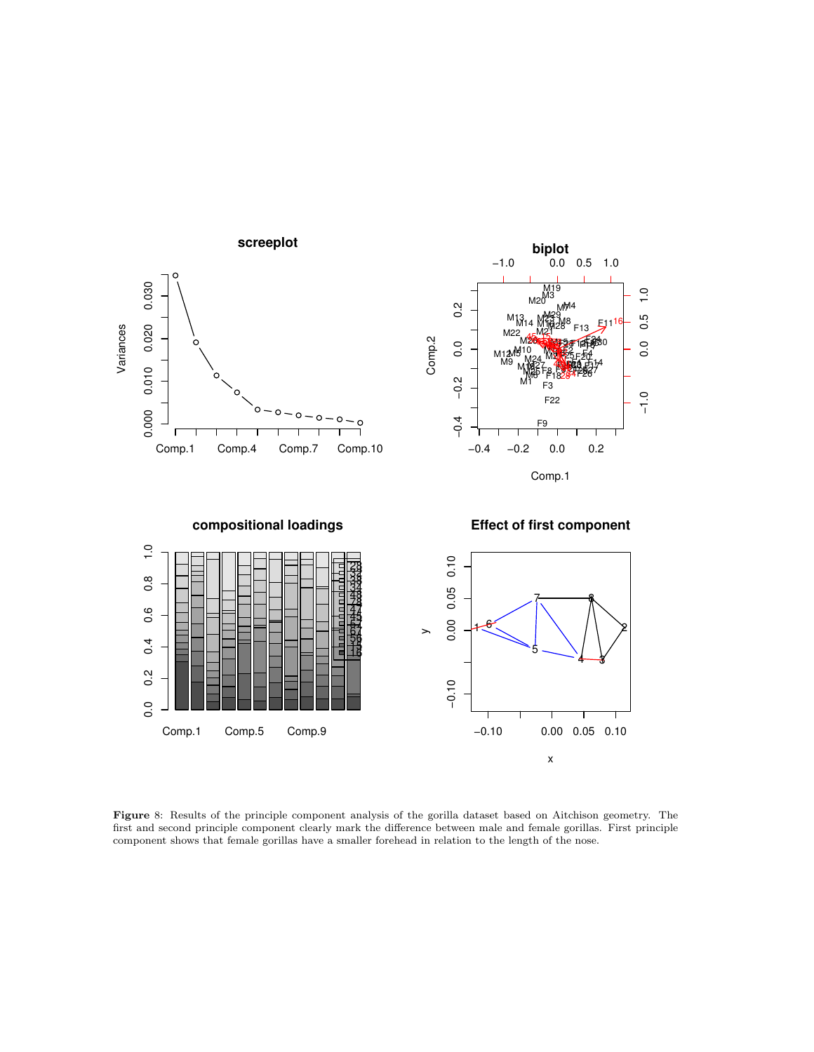**Figure** 8: Results of the principle component analysis of the gorilla dataset based on Aitchison geometry. The first and second principle component clearly mark the difference between male and female gorillas. First principle component shows that female gorillas have a smaller forehead in relation to the length of the nose.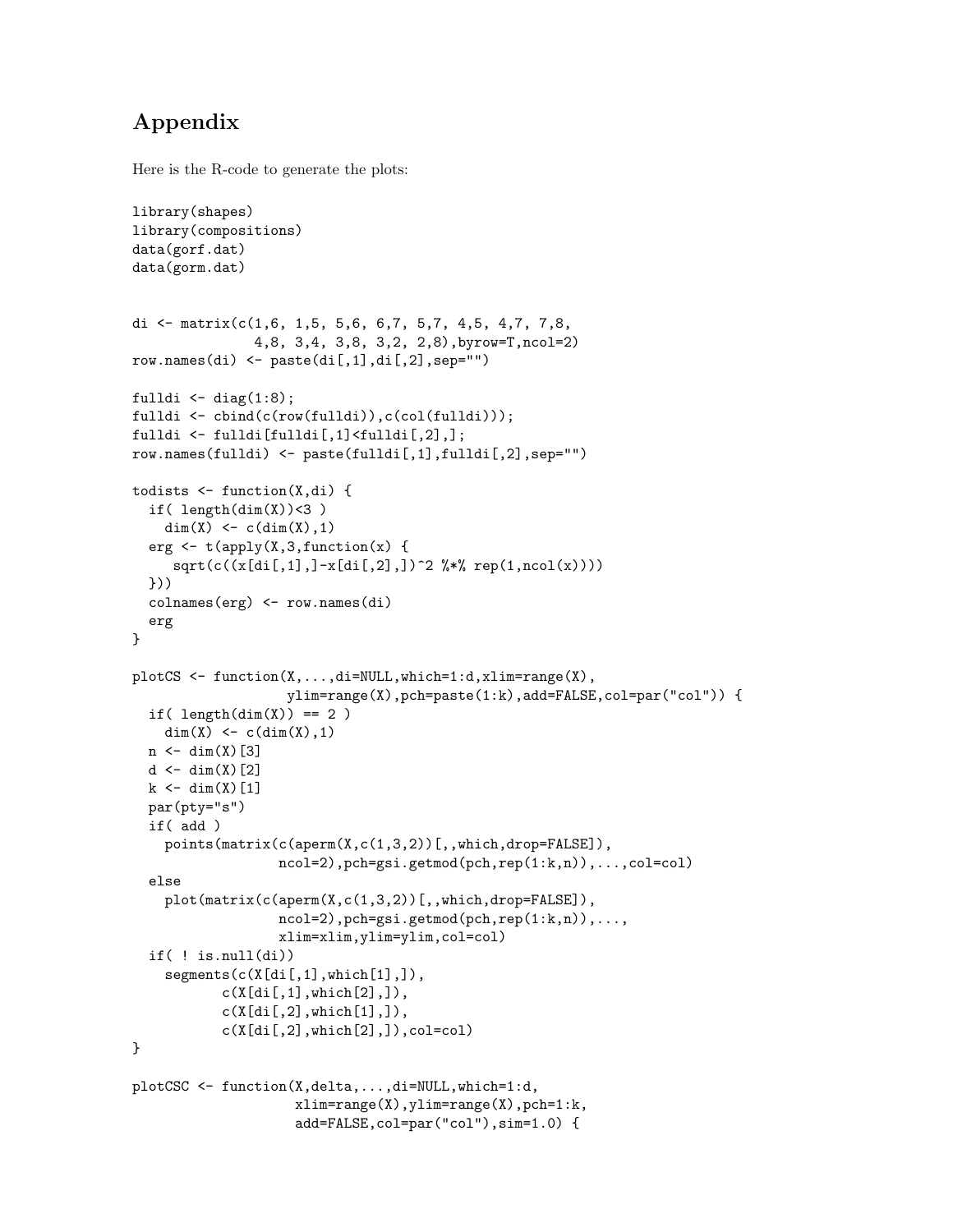# Appendix

Here is the R-code to generate the plots:

```
library(shapes)
library(compositions)
data(gorf.dat)
data(gorm.dat)


di <- matrix(c(1,6, 1,5, 5,6, 6,7, 5,7, 4,5, 4,7, 7,8,
               4,8, 3,4, 3,8, 3,2, 2,8),byrow=T,ncol=2)
row.names(di) <- paste(di[,1],di[,2],sep="")

fulldi <- diag(1:8);
fulldi <- cbind(c(row(fulldi)),c(col(fulldi)));
fulldi <- fulldi[fulldi[,1]<fulldi[,2],];
row.names(fulldi) <- paste(fulldi[,1],fulldi[,2],sep="")

todists <- function(X,di) {
  if( length(dim(X))<3 )
    dim(X) <- c(dim(X),1)
  erg <- t(apply(X,3,function(x) {
     sqrt(c((x[di[,1],]-x[di[,2],])^2 %*% rep(1,ncol(x))))
  }))
  colnames(erg) <- row.names(di)
  erg
}

plotCS <- function(X,...,di=NULL,which=1:d,xlim=range(X),
                   ylim=range(X),pch=paste(1:k),add=FALSE,col=par("col")) {
  if( length(dim(X)) == 2 )
    dim(X) <- c(dim(X),1)
  n <- dim(X)[3]
  d <- dim(X)[2]
  k <- dim(X)[1]
  par(pty="s")
  if( add )
    points(matrix(c(aperm(X,c(1,3,2))[,,which,drop=FALSE]),
                  ncol=2),pch=gsi.getmod(pch,rep(1:k,n)),...,col=col)
  else
    plot(matrix(c(aperm(X,c(1,3,2))[,,which,drop=FALSE]),
                  ncol=2),pch=gsi.getmod(pch,rep(1:k,n)),...,
                  xlim=xlim,ylim=ylim,col=col)
  if( ! is.null(di))
    segments(c(X[di[,1],which[1],]),
           c(X[di[,1],which[2],]),
           c(X[di[,2],which[1],]),
           c(X[di[,2],which[2],]),col=col)
}

plotCSC <- function(X,delta,...,di=NULL,which=1:d,
                    xlim=range(X),ylim=range(X),pch=1:k,
                    add=FALSE,col=par("col"),sim=1.0) {
```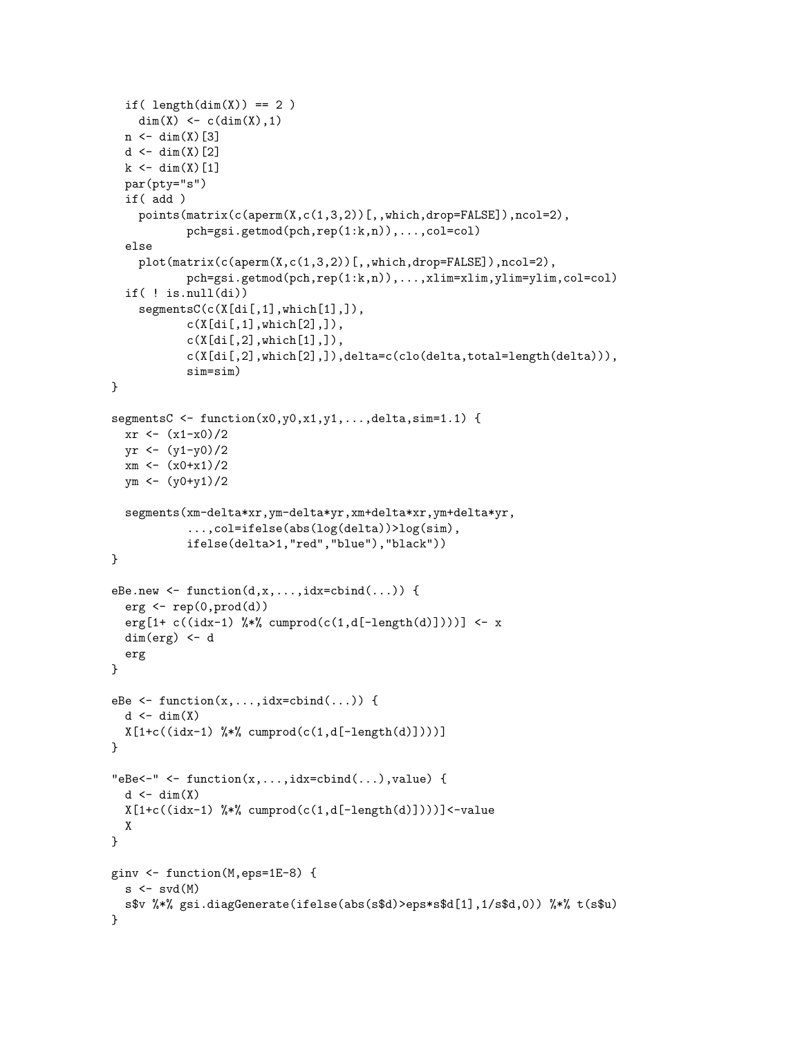```
  if( length(dim(X)) == 2 )
    dim(X) <- c(dim(X),1)
  n <- dim(X)[3]
  d <- dim(X)[2]
  k <- dim(X)[1]
  par(pty="s")
  if( add )
    points(matrix(c(aperm(X,c(1,3,2))[,,which,drop=FALSE]),ncol=2),
           pch=gsi.getmod(pch,rep(1:k,n)),...,col=col)
  else
    plot(matrix(c(aperm(X,c(1,3,2))[,,which,drop=FALSE]),ncol=2),
           pch=gsi.getmod(pch,rep(1:k,n)),...,xlim=xlim,ylim=ylim,col=col)
  if( ! is.null(di))
    segmentsC(c(X[di[,1],which[1],]),
           c(X[di[,1],which[2],]),
           c(X[di[,2],which[1],]),
           c(X[di[,2],which[2],]),delta=c(clo(delta,total=length(delta))),
           sim=sim)
}

segmentsC <- function(x0,y0,x1,y1,...,delta,sim=1.1) {
  xr <- (x1-x0)/2
  yr <- (y1-y0)/2
  xm <- (x0+x1)/2
  ym <- (y0+y1)/2

  segments(xm-delta*xr,ym-delta*yr,xm+delta*xr,ym+delta*yr,
           ...,col=ifelse(abs(log(delta))>log(sim),
           ifelse(delta>1,"red","blue"),"black"))
}

eBe.new <- function(d,x,...,idx=cbind(...)) {
  erg <- rep(0,prod(d))
  erg[1+ c((idx-1) %*% cumprod(c(1,d[-length(d)])))] <- x
  dim(erg) <- d
  erg
}

eBe <- function(x,...,idx=cbind(...)) {
  d <- dim(X)
  X[1+c((idx-1) %*% cumprod(c(1,d[-length(d)])))]
}

"eBe<-" <- function(x,...,idx=cbind(...),value) {
  d <- dim(X)
  X[1+c((idx-1) %*% cumprod(c(1,d[-length(d)])))]<-value
  X
}

ginv <- function(M,eps=1E-8) {
  s <- svd(M)
  s$v %*% gsi.diagGenerate(ifelse(abs(s$d)>eps*s$d[1],1/s$d,0)) %*% t(s$u)
}
```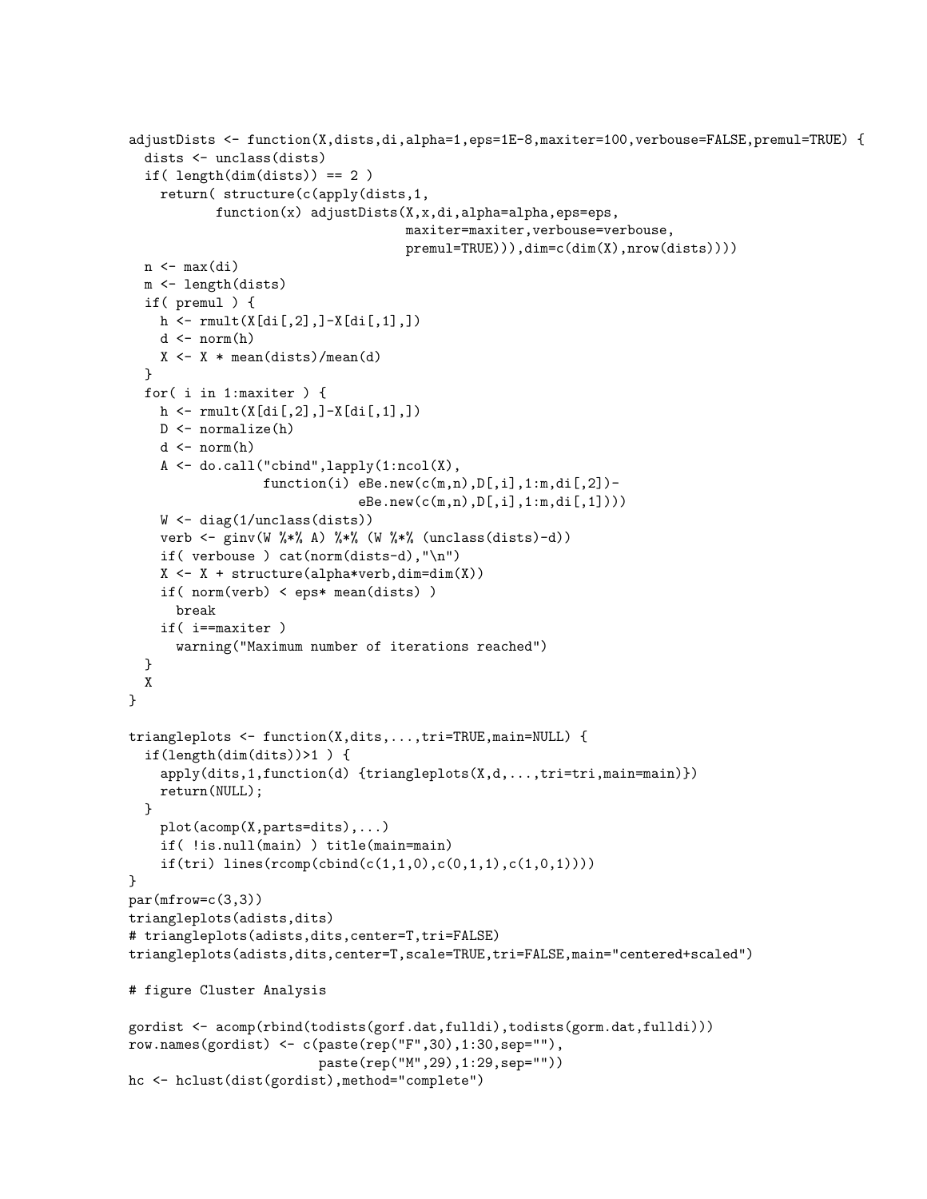```
adjustDists <- function(X,dists,di,alpha=1,eps=1E-8,maxiter=100,verbouse=FALSE,premul=TRUE) {
  dists <- unclass(dists)
  if( length(dim(dists)) == 2 )
    return( structure(c(apply(dists,1,
           function(x) adjustDists(X,x,di,alpha=alpha,eps=eps,
                                   maxiter=maxiter,verbouse=verbouse,
                                   premul=TRUE))),dim=c(dim(X),nrow(dists))))
  n <- max(di)
  m <- length(dists)
  if( premul ) {
    h <- rmult(X[di[,2],]-X[di[,1],])
    d <- norm(h)
    X <- X * mean(dists)/mean(d)
  }
  for( i in 1:maxiter ) {
    h <- rmult(X[di[,2],]-X[di[,1],])
    D <- normalize(h)
    d <- norm(h)
    A <- do.call("cbind",lapply(1:ncol(X),
                 function(i) eBe.new(c(m,n),D[,i],1:m,di[,2])-
                             eBe.new(c(m,n),D[,i],1:m,di[,1])))
    W <- diag(1/unclass(dists))
    verb <- ginv(W %*% A) %*% (W %*% (unclass(dists)-d))
    if( verbouse ) cat(norm(dists-d),"\n")
    X <- X + structure(alpha*verb,dim=dim(X))
    if( norm(verb) < eps* mean(dists) )
      break
    if( i==maxiter )
      warning("Maximum number of iterations reached")
  }
  X
}

triangleplots <- function(X,dits,...,tri=TRUE,main=NULL) {
  if(length(dim(dits))>1 ) {
    apply(dits,1,function(d) {triangleplots(X,d,...,tri=tri,main=main)})
    return(NULL);
  }
    plot(acomp(X,parts=dits),...)
    if( !is.null(main) ) title(main=main)
    if(tri) lines(rcomp(cbind(c(1,1,0),c(0,1,1),c(1,0,1))))
}
par(mfrow=c(3,3))
triangleplots(adists,dits)
# triangleplots(adists,dits,center=T,tri=FALSE)
triangleplots(adists,dits,center=T,scale=TRUE,tri=FALSE,main="centered+scaled")

# figure Cluster Analysis

gordist <- acomp(rbind(todists(gorf.dat,fulldi),todists(gorm.dat,fulldi)))
row.names(gordist) <- c(paste(rep("F",30),1:30,sep=""),
                        paste(rep("M",29),1:29,sep=""))
hc <- hclust(dist(gordist),method="complete")
```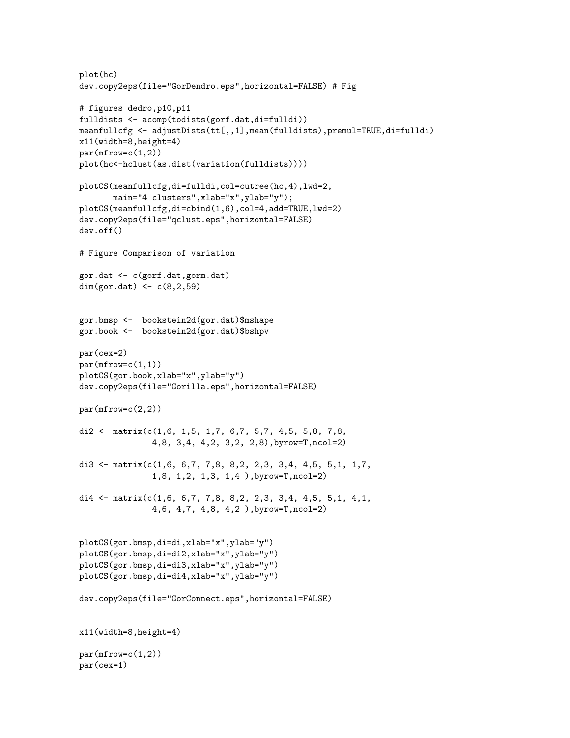```
plot(hc)
dev.copy2eps(file="GorDendro.eps",horizontal=FALSE) # Fig

# figures dedro,p10,p11
fulldists <- acomp(todists(gorf.dat,di=fulldi))
meanfullcfg <- adjustDists(tt[,,1],mean(fulldists),premul=TRUE,di=fulldi)
x11(width=8,height=4)
par(mfrow=c(1,2))
plot(hc<-hclust(as.dist(variation(fulldists))))

plotCS(meanfullcfg,di=fulldi,col=cutree(hc,4),lwd=2,
       main="4 clusters",xlab="x",ylab="y");
plotCS(meanfullcfg,di=cbind(1,6),col=4,add=TRUE,lwd=2)
dev.copy2eps(file="qclust.eps",horizontal=FALSE)
dev.off()

# Figure Comparison of variation

gor.dat <- c(gorf.dat,gorm.dat)
dim(gor.dat) <- c(8,2,59)


gor.bmsp <-  bookstein2d(gor.dat)$mshape
gor.book <-  bookstein2d(gor.dat)$bshpv

par(cex=2)
par(mfrow=c(1,1))
plotCS(gor.book,xlab="x",ylab="y")
dev.copy2eps(file="Gorilla.eps",horizontal=FALSE)

par(mfrow=c(2,2))

di2 <- matrix(c(1,6, 1,5, 1,7, 6,7, 5,7, 4,5, 5,8, 7,8,
               4,8, 3,4, 4,2, 3,2, 2,8),byrow=T,ncol=2)

di3 <- matrix(c(1,6, 6,7, 7,8, 8,2, 2,3, 3,4, 4,5, 5,1, 1,7,
               1,8, 1,2, 1,3, 1,4 ),byrow=T,ncol=2)

di4 <- matrix(c(1,6, 6,7, 7,8, 8,2, 2,3, 3,4, 4,5, 5,1, 4,1,
               4,6, 4,7, 4,8, 4,2 ),byrow=T,ncol=2)


plotCS(gor.bmsp,di=di,xlab="x",ylab="y")
plotCS(gor.bmsp,di=di2,xlab="x",ylab="y")
plotCS(gor.bmsp,di=di3,xlab="x",ylab="y")
plotCS(gor.bmsp,di=di4,xlab="x",ylab="y")

dev.copy2eps(file="GorConnect.eps",horizontal=FALSE)


x11(width=8,height=4)

par(mfrow=c(1,2))
par(cex=1)
```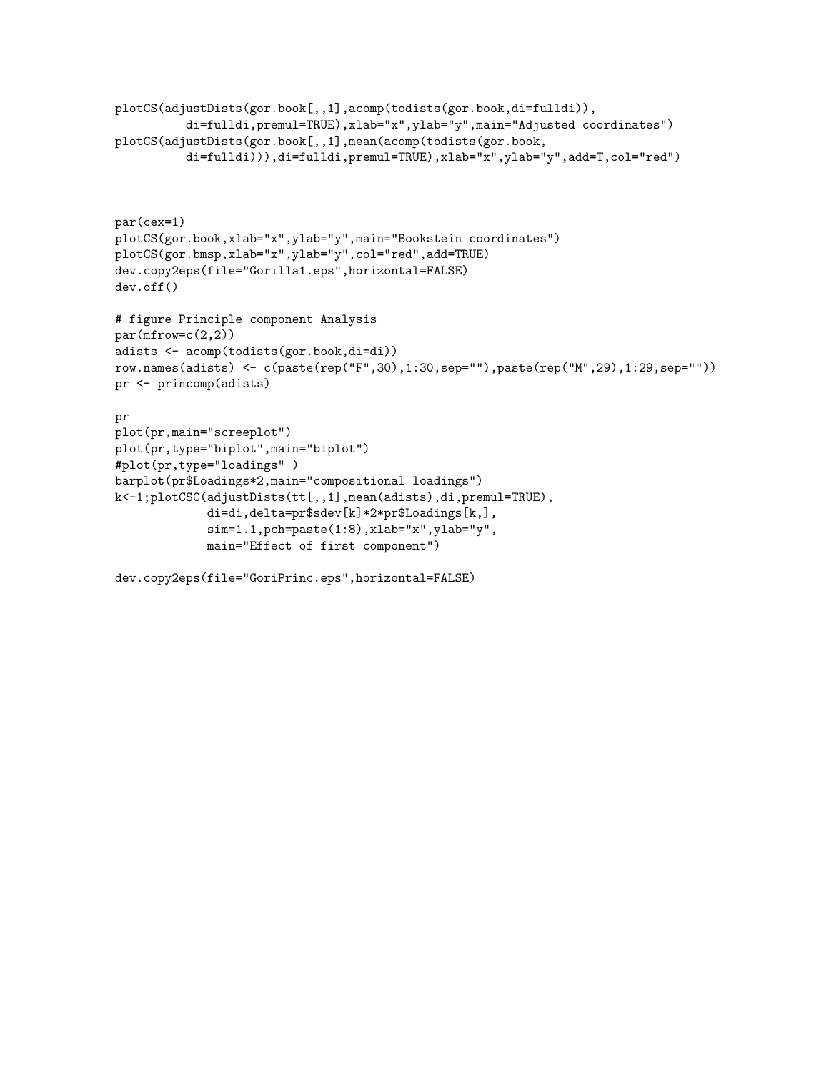```
plotCS(adjustDists(gor.book[,,1],acomp(todists(gor.book,di=fulldi)),
          di=fulldi,premul=TRUE),xlab="x",ylab="y",main="Adjusted coordinates")
plotCS(adjustDists(gor.book[,,1],mean(acomp(todists(gor.book,
          di=fulldi))),di=fulldi,premul=TRUE),xlab="x",ylab="y",add=T,col="red")



par(cex=1)
plotCS(gor.book,xlab="x",ylab="y",main="Bookstein coordinates")
plotCS(gor.bmsp,xlab="x",ylab="y",col="red",add=TRUE)
dev.copy2eps(file="Gorilla1.eps",horizontal=FALSE)
dev.off()

# figure Principle component Analysis
par(mfrow=c(2,2))
adists <- acomp(todists(gor.book,di=di))
row.names(adists) <- c(paste(rep("F",30),1:30,sep=""),paste(rep("M",29),1:29,sep=""))
pr <- princomp(adists)

pr
plot(pr,main="screeplot")
plot(pr,type="biplot",main="biplot")
#plot(pr,type="loadings" )
barplot(pr$Loadings*2,main="compositional loadings")
k<-1;plotCSC(adjustDists(tt[,,1],mean(adists),di,premul=TRUE),
             di=di,delta=pr$sdev[k]*2*pr$Loadings[k,],
             sim=1.1,pch=paste(1:8),xlab="x",ylab="y",
             main="Effect of first component")

dev.copy2eps(file="GoriPrinc.eps",horizontal=FALSE)
```